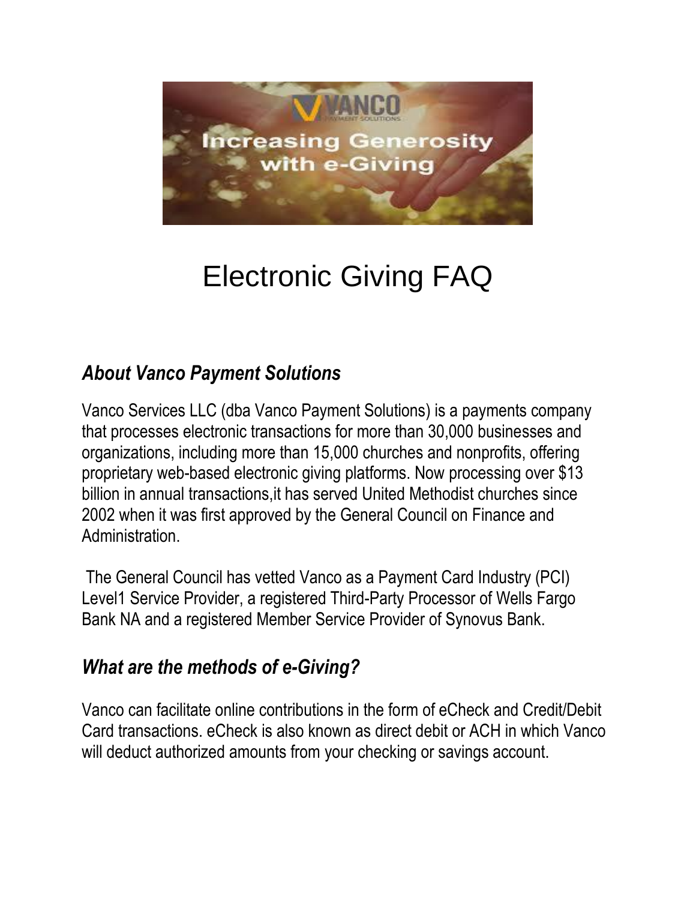# Electronic Giving FAQ

## *About Vanco Payment Solutions*

Vanco Services LLC (dba Vanco Payment Solutions) is a payments company that processes electronic transactions for more than 30,000 businesses and organizations, including more than 15,000 churches and nonprofits, offering proprietary web-based electronic giving platforms. Now processing over $13 billion in annual transactions,it has served United Methodist churches since 2002 when it was first approved by the General Council on Finance and Administration.

The General Council has vetted Vanco as a Payment Card Industry (PCI) Level1 Service Provider, a registered Third-Party Processor of Wells Fargo Bank NA and a registered Member Service Provider of Synovus Bank.

## *What are the methods of e-Giving?*

Vanco can facilitate online contributions in the form of eCheck and Credit/Debit Card transactions. eCheck is also known as direct debit or ACH in which Vanco will deduct authorized amounts from your checking or savings account.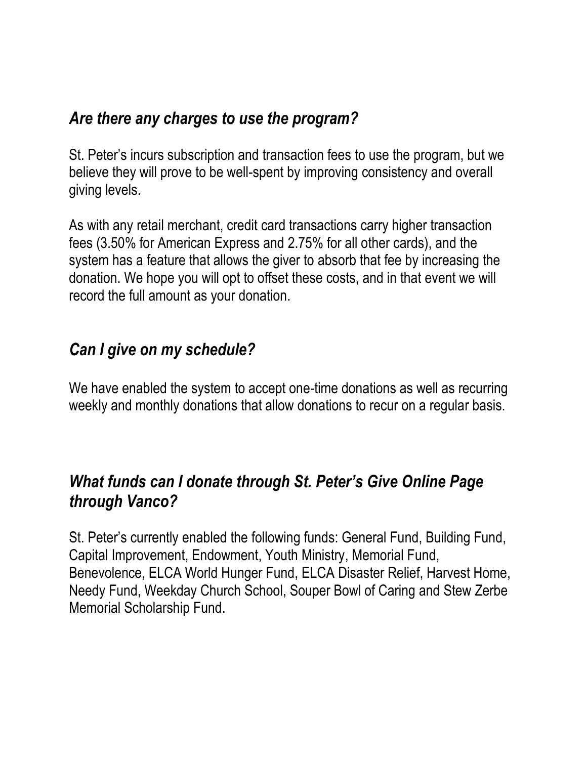## *Are there any charges to use the program?*

St. Peter's incurs subscription and transaction fees to use the program, but we believe they will prove to be well-spent by improving consistency and overall giving levels.

As with any retail merchant, credit card transactions carry higher transaction fees (3.50% for American Express and 2.75% for all other cards), and the system has a feature that allows the giver to absorb that fee by increasing the donation. We hope you will opt to offset these costs, and in that event we will record the full amount as your donation.

## *Can I give on my schedule?*

We have enabled the system to accept one-time donations as well as recurring weekly and monthly donations that allow donations to recur on a regular basis.

## *What funds can I donate through St. Peter's Give Online Page through Vanco?*

St. Peter's currently enabled the following funds: General Fund, Building Fund, Capital Improvement, Endowment, Youth Ministry, Memorial Fund, Benevolence, ELCA World Hunger Fund, ELCA Disaster Relief, Harvest Home, Needy Fund, Weekday Church School, Souper Bowl of Caring and Stew Zerbe Memorial Scholarship Fund.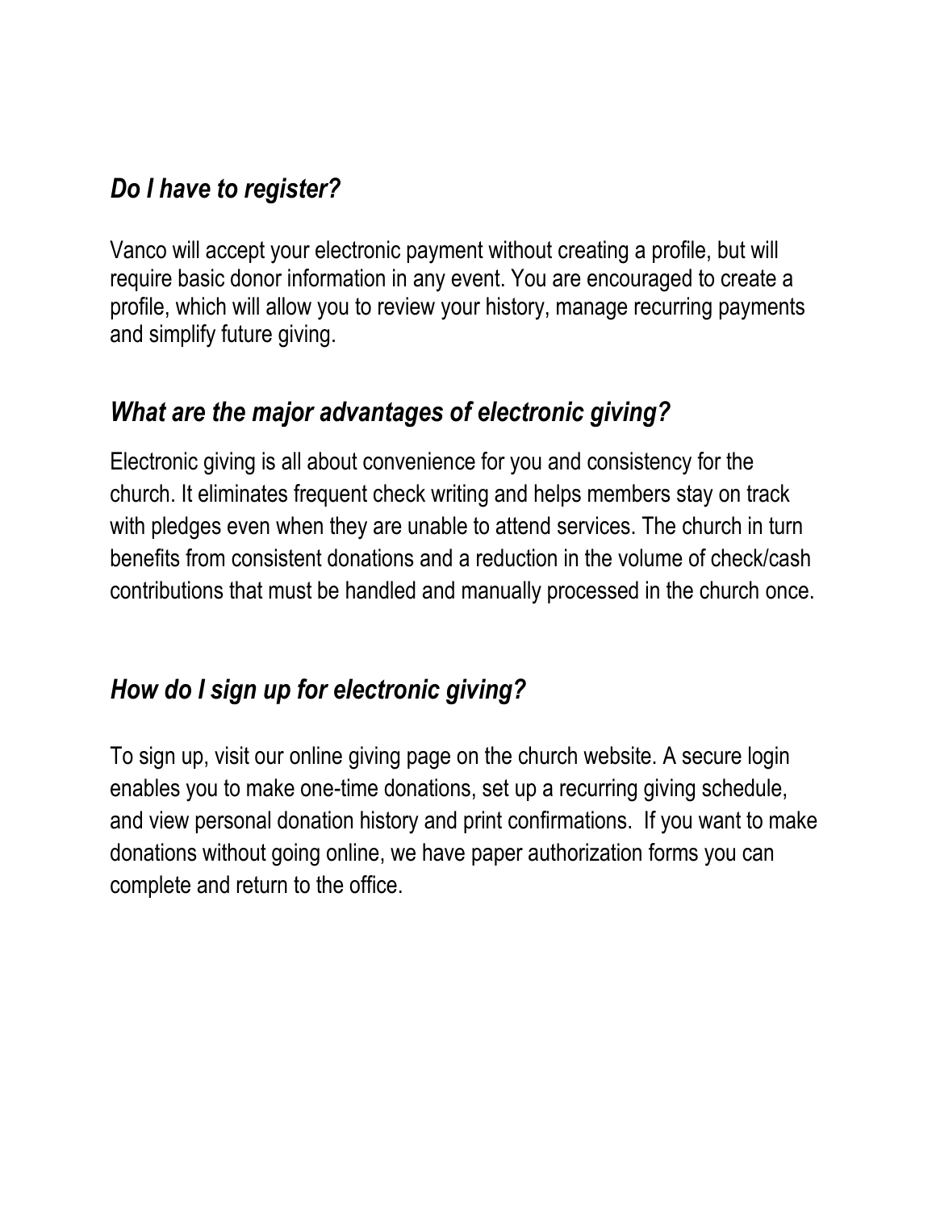### *Do I have to register?*

Vanco will accept your electronic payment without creating a profile, but will require basic donor information in any event. You are encouraged to create a profile, which will allow you to review your history, manage recurring payments and simplify future giving.

### *What are the major advantages of electronic giving?*

Electronic giving is all about convenience for you and consistency for the church. It eliminates frequent check writing and helps members stay on track with pledges even when they are unable to attend services. The church in turn benefits from consistent donations and a reduction in the volume of check/cash contributions that must be handled and manually processed in the church once.

### *How do I sign up for electronic giving?*

To sign up, visit our online giving page on the church website. A secure login enables you to make one-time donations, set up a recurring giving schedule, and view personal donation history and print confirmations. If you want to make donations without going online, we have paper authorization forms you can complete and return to the office.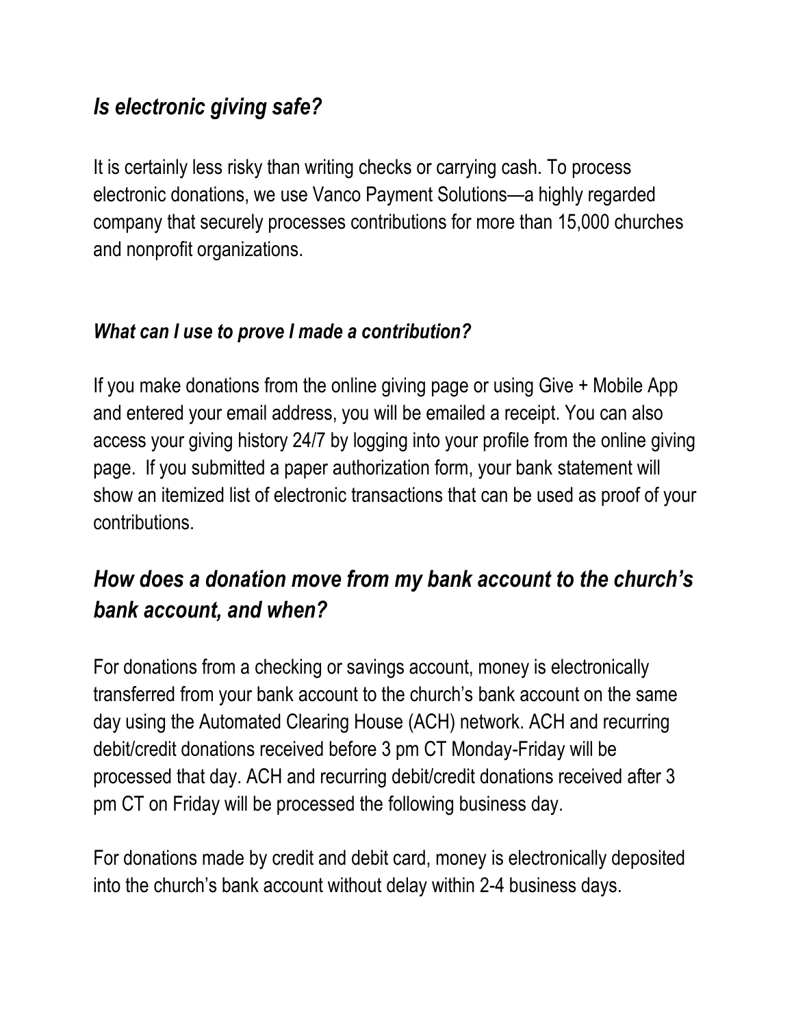## *Is electronic giving safe?*

It is certainly less risky than writing checks or carrying cash. To process electronic donations, we use Vanco Payment Solutions—a highly regarded company that securely processes contributions for more than 15,000 churches and nonprofit organizations.

### *What can I use to prove I made a contribution?*

If you make donations from the online giving page or using Give + Mobile App and entered your email address, you will be emailed a receipt. You can also access your giving history 24/7 by logging into your profile from the online giving page. If you submitted a paper authorization form, your bank statement will show an itemized list of electronic transactions that can be used as proof of your contributions.

## *How does a donation move from my bank account to the church's bank account, and when?*

For donations from a checking or savings account, money is electronically transferred from your bank account to the church's bank account on the same day using the Automated Clearing House (ACH) network. ACH and recurring debit/credit donations received before 3 pm CT Monday-Friday will be processed that day. ACH and recurring debit/credit donations received after 3 pm CT on Friday will be processed the following business day.

For donations made by credit and debit card, money is electronically deposited into the church's bank account without delay within 2-4 business days.